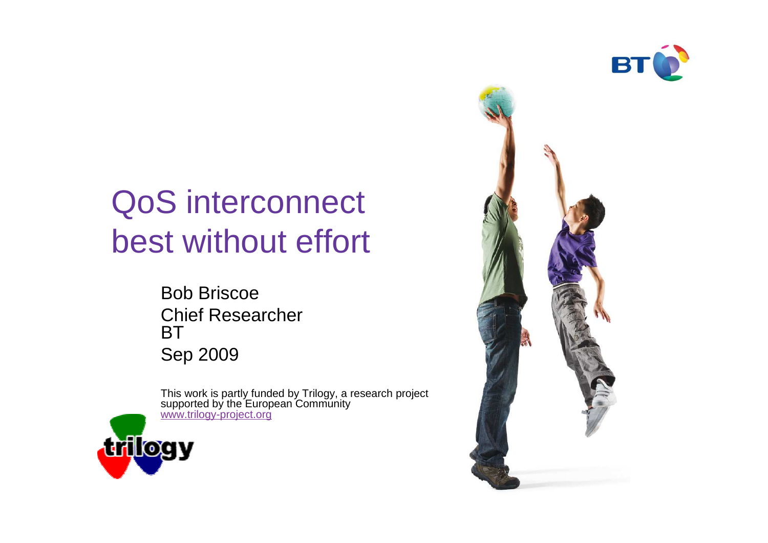# QoS interconnect best without effort

Bob Briscoe
Chief Researcher
BT
Sep 2009

This work is partly funded by Trilogy, a research project supported by the European Community
www.trilogy-project.org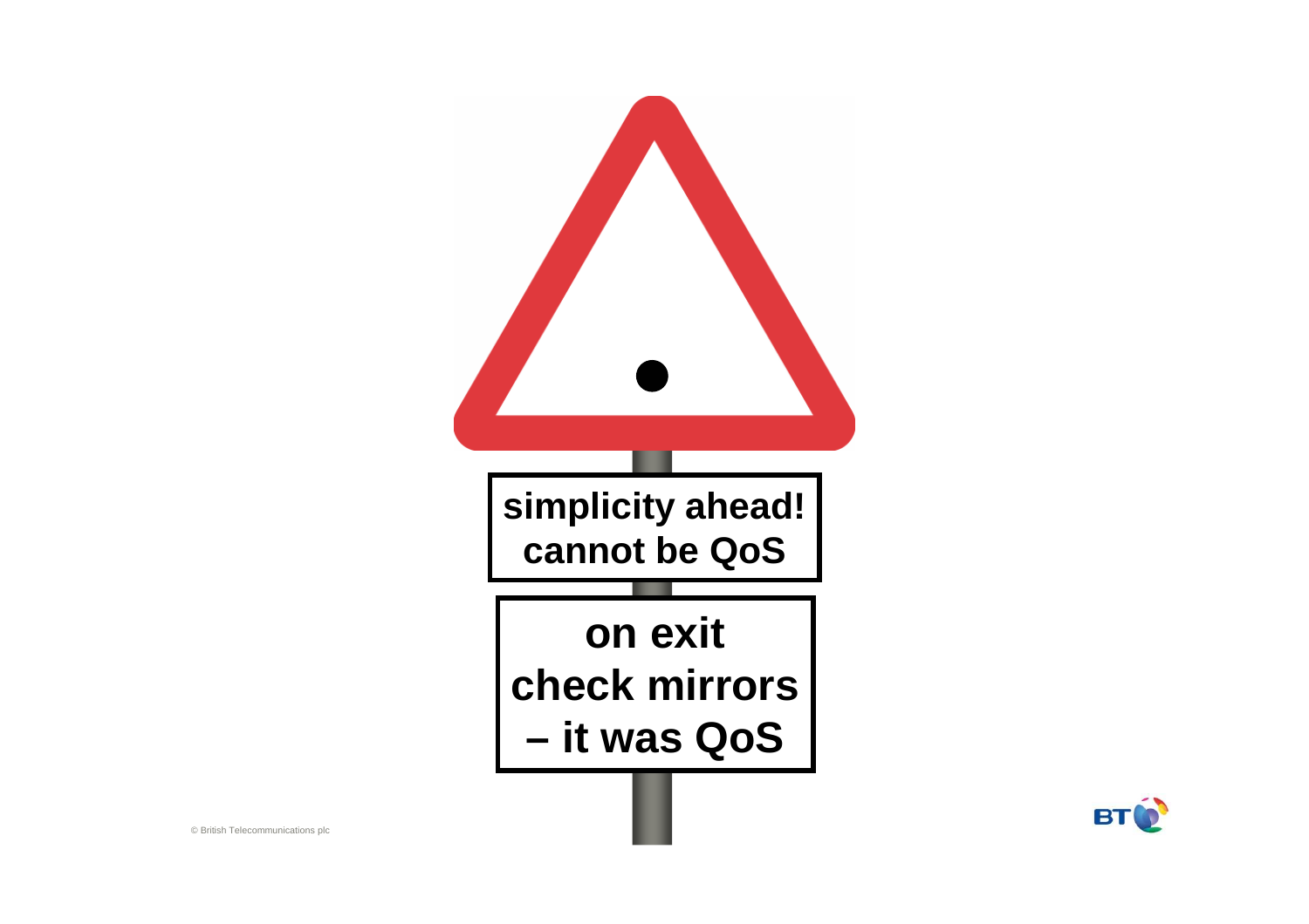**simplicity ahead!**
**cannot be QoS**

**on exit**
**check mirrors**
**– it was QoS**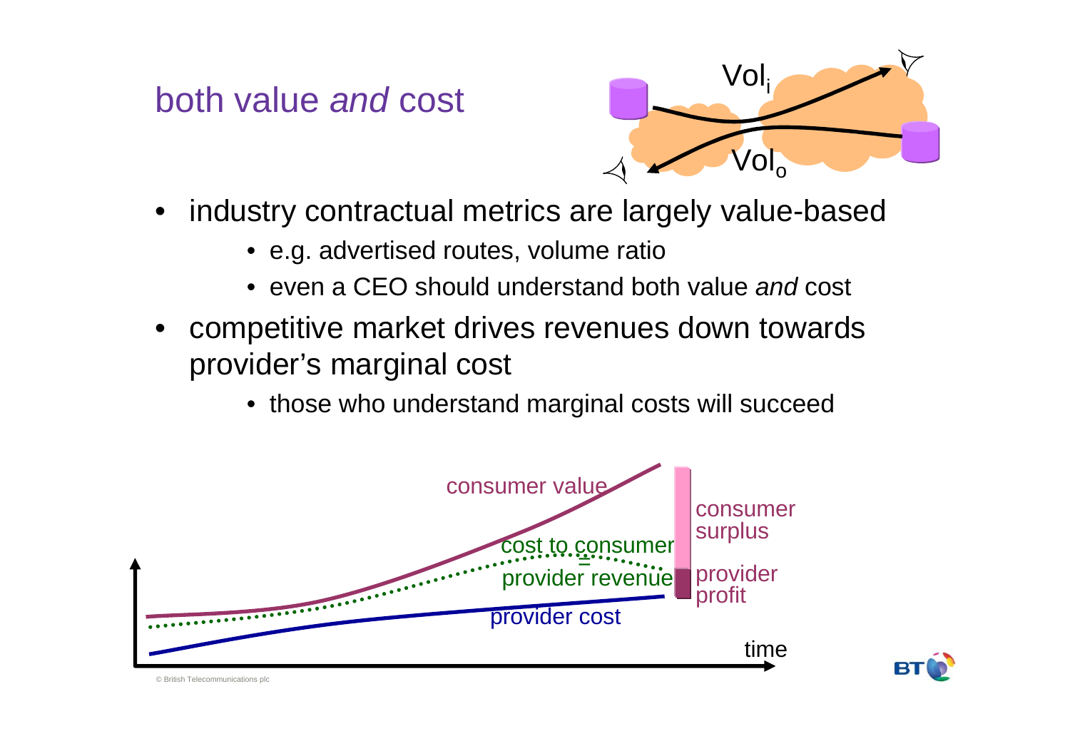# both value *and* cost

$Vol_i$

$Vol_o$

- industry contractual metrics are largely value-based
  - e.g. advertised routes, volume ratio
  - even a CEO should understand both value *and* cost
- competitive market drives revenues down towards provider's marginal cost
  - those who understand marginal costs will succeed

consumer value

cost to consumer = provider revenue

provider cost

consumer surplus

provider profit

time

© British Telecommunications plc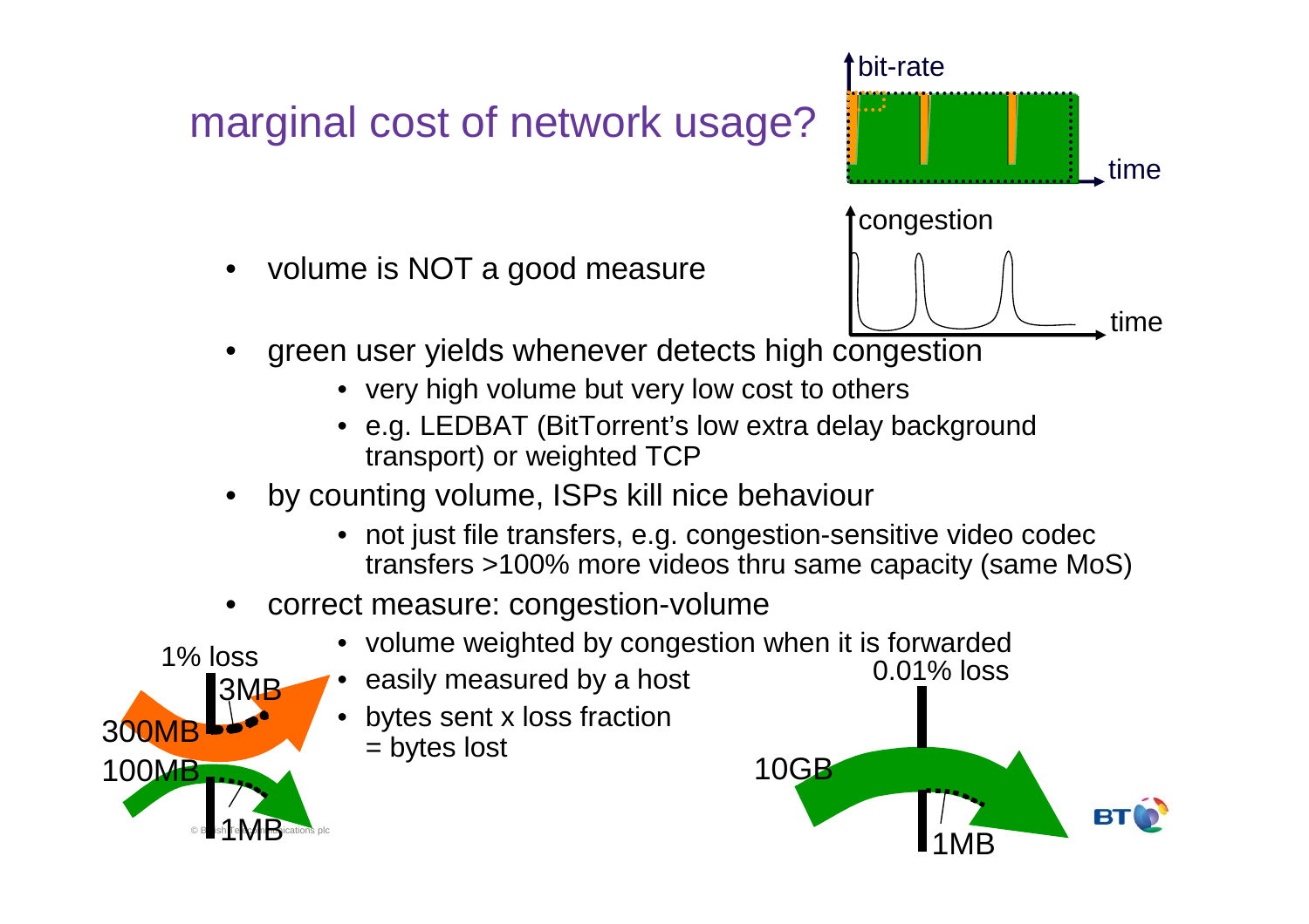# marginal cost of network usage?

- volume is NOT a good measure
- green user yields whenever detects high congestion
  - very high volume but very low cost to others
  - e.g. LEDBAT (BitTorrent's low extra delay background transport) or weighted TCP
- by counting volume, ISPs kill nice behaviour
  - not just file transfers, e.g. congestion-sensitive video codec transfers >100% more videos thru same capacity (same MoS)
- correct measure: congestion-volume
  - volume weighted by congestion when it is forwarded
  - easily measured by a host
  - bytes sent x loss fraction = bytes lost

bit-rate

time

congestion

time

1% loss

3MB

300MB

100MB

1MB

0.01% loss

10GB

1MB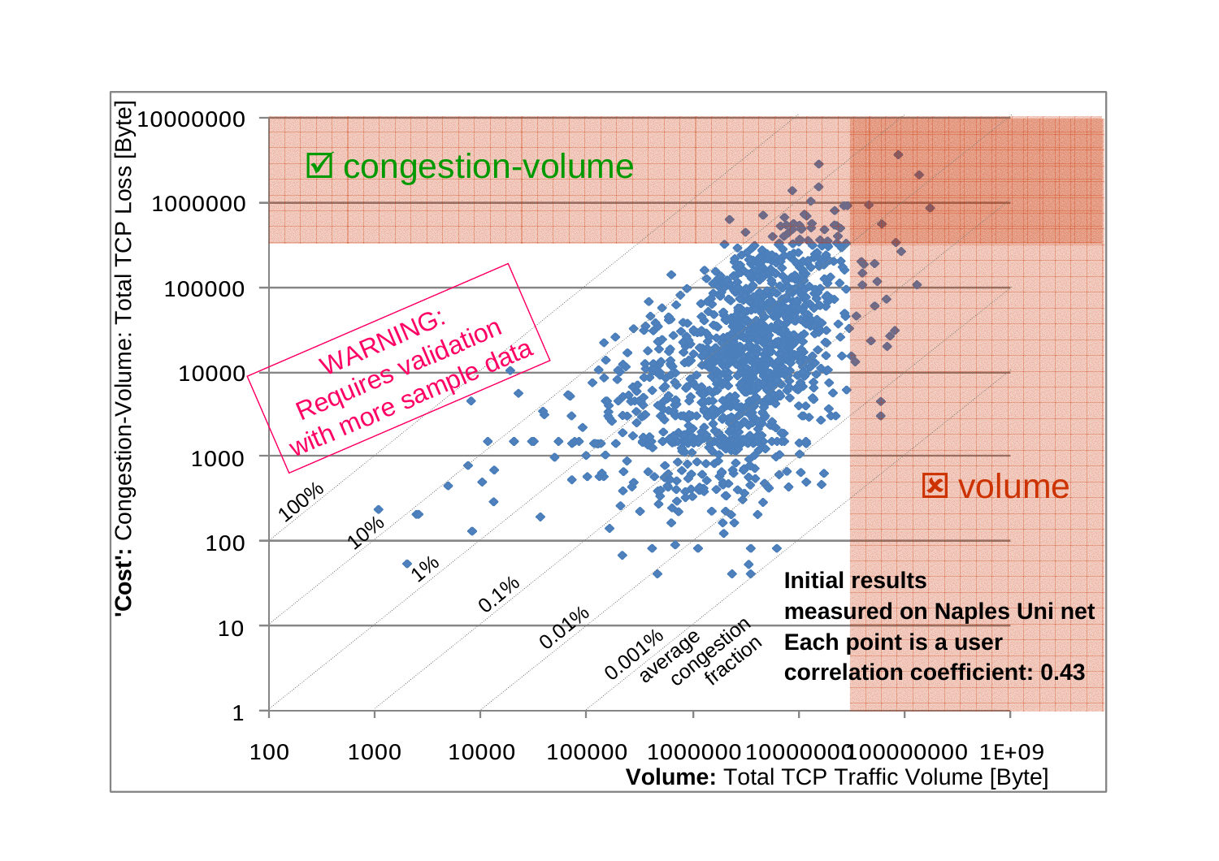'Cost': Congestion-Volume: Total TCP Loss [Byte]

☑ congestion-volume

WARNING: Requires validation with more sample data

☒ volume

Initial results
measured on Naples Uni net
Each point is a user
correlation coefficient: 0.43

100% 10% 1% 0.1% 0.01% 0.001% average congestion fraction

**Volume:** Total TCP Traffic Volume [Byte]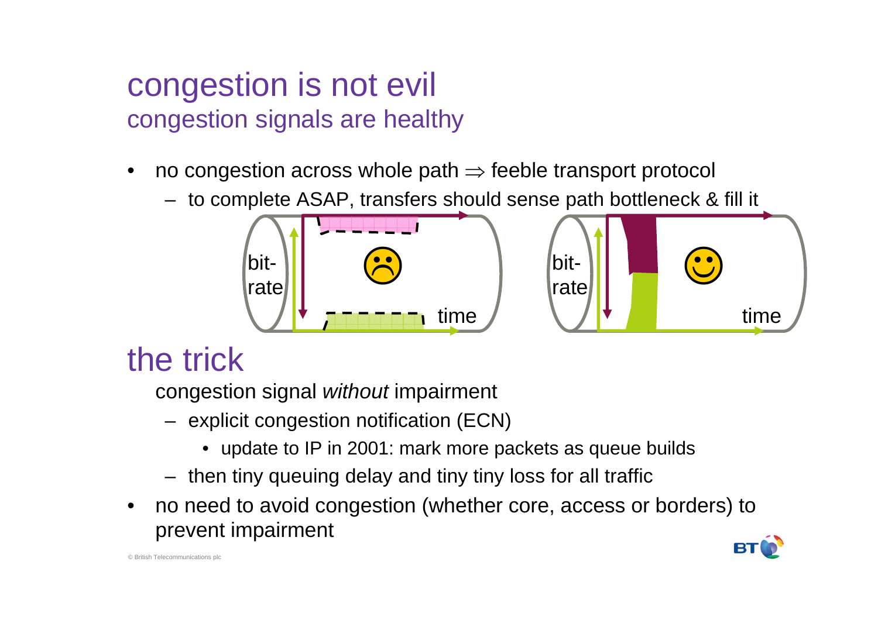# congestion is not evil

## congestion signals are healthy

- no congestion across whole path $\Rightarrow$ feeble transport protocol
  - to complete ASAP, transfers should sense path bottleneck & fill it

# the trick

congestion signal *without* impairment

- explicit congestion notification (ECN)
  - update to IP in 2001: mark more packets as queue builds
- then tiny queuing delay and tiny tiny loss for all traffic

- no need to avoid congestion (whether core, access or borders) to prevent impairment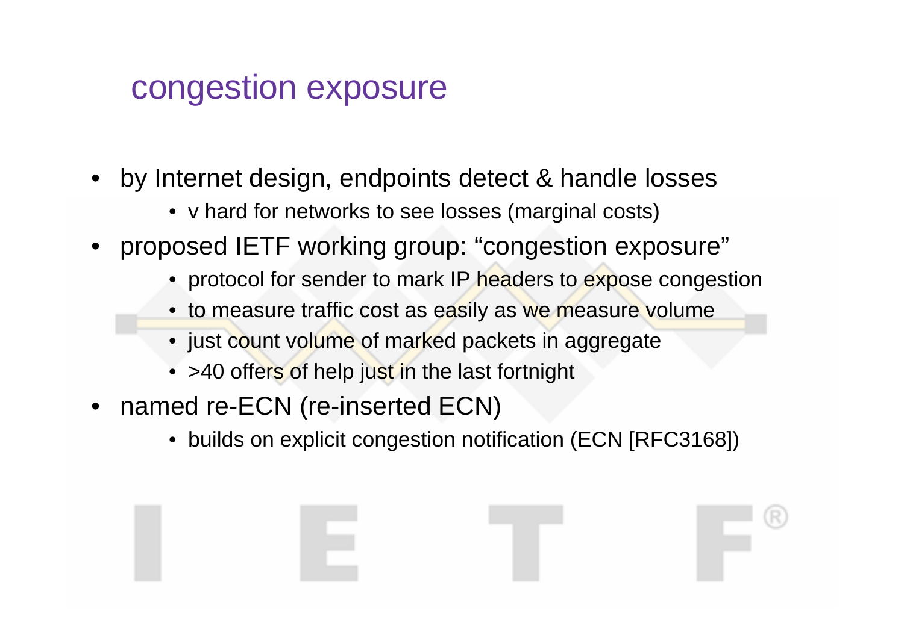# congestion exposure

- by Internet design, endpoints detect & handle losses
  - v hard for networks to see losses (marginal costs)
- proposed IETF working group: “congestion exposure”
  - protocol for sender to mark IP headers to expose congestion
  - to measure traffic cost as easily as we measure volume
  - just count volume of marked packets in aggregate
  - >40 offers of help just in the last fortnight
- named re-ECN (re-inserted ECN)
  - builds on explicit congestion notification (ECN [RFC3168])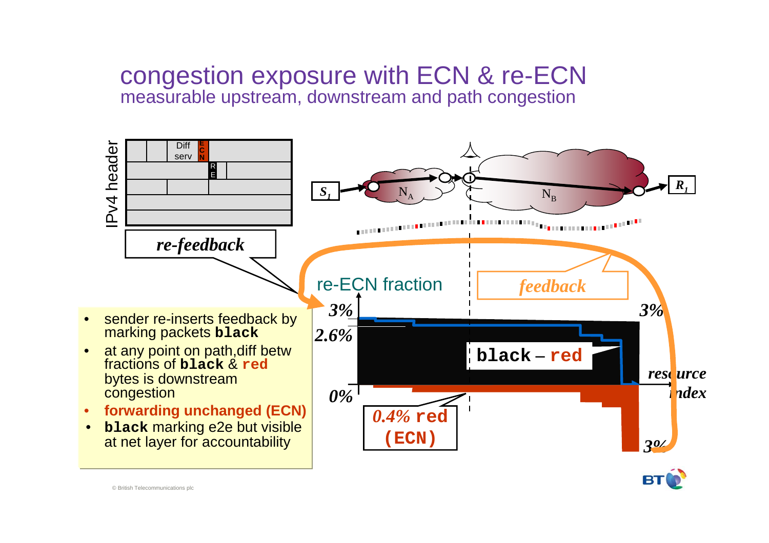# congestion exposure with ECN & re-ECN

## measurable upstream, downstream and path congestion

IPv4 header

Diff serv | ECN | RE

*re-feedback*

$S_1$ → $N_A$ → $N_B$ → $R_1$

re-ECN fraction

*feedback*

**3%** | **2.6%** | **0%** | **3%** | **3%**

**black – red**

*resource index*

*0.4%* **red (ECN)**

- sender re-inserts feedback by marking packets **black**
- at any point on path,diff betw fractions of **black** & **red** bytes is downstream congestion
- **forwarding unchanged (ECN)**
- **black** marking e2e but visible at net layer for accountability

© British Telecommunications plc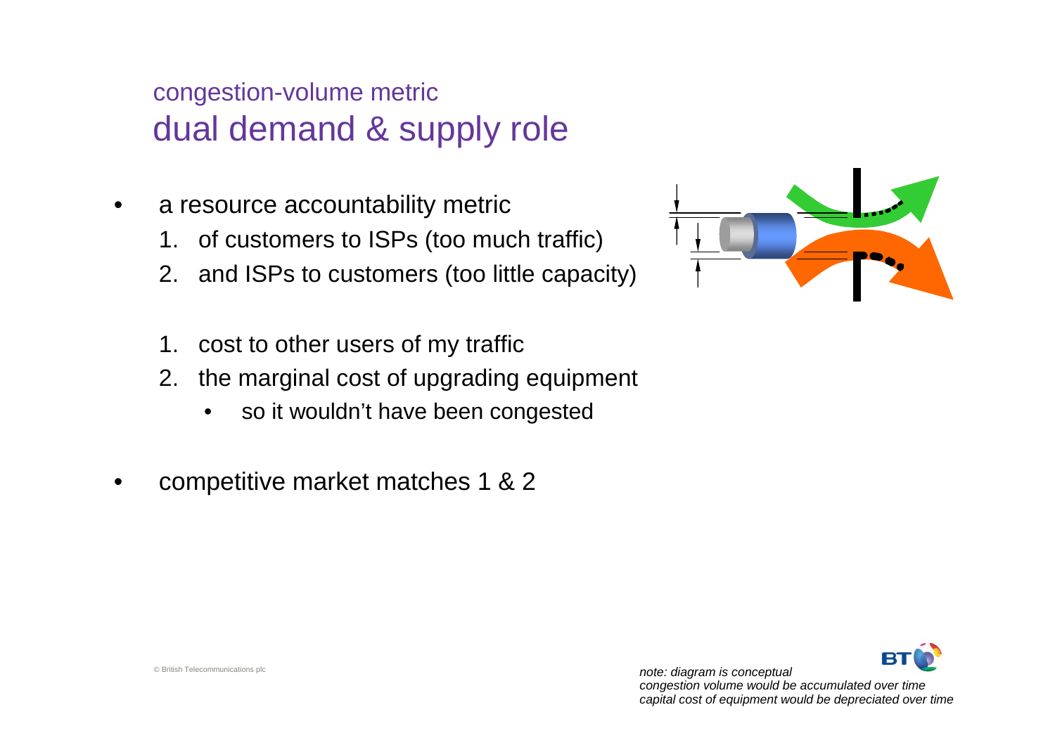## congestion-volume metric

# dual demand & supply role

- a resource accountability metric
  1. of customers to ISPs (too much traffic)
  2. and ISPs to customers (too little capacity)

  1. cost to other users of my traffic
  2. the marginal cost of upgrading equipment
     - so it wouldn't have been congested

- competitive market matches 1 & 2

*note: diagram is conceptual*
*congestion volume would be accumulated over time*
*capital cost of equipment would be depreciated over time*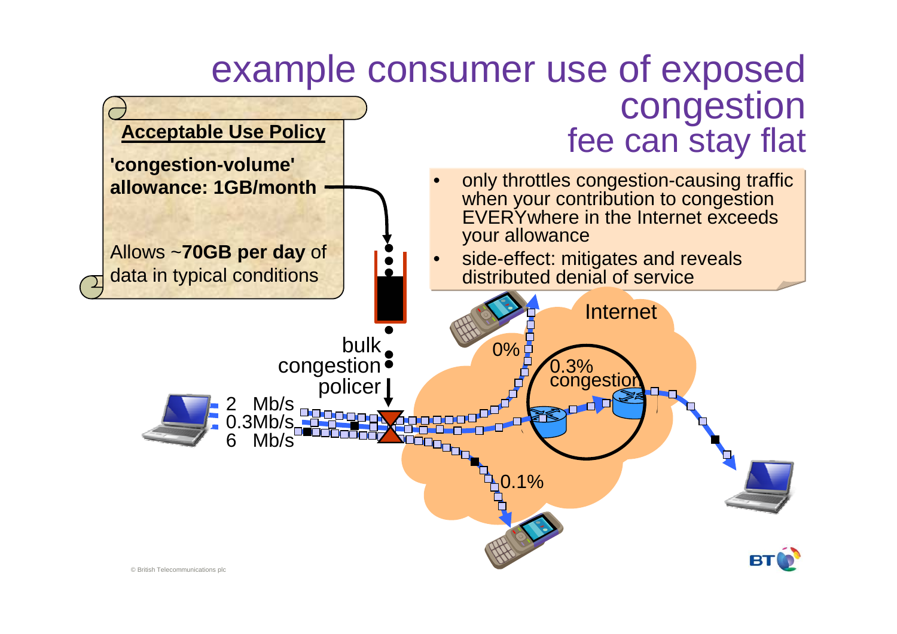# example consumer use of exposed congestion
## fee can stay flat

**Acceptable Use Policy**

**'congestion-volume' allowance: 1GB/month**

Allows ~**70GB per day** of data in typical conditions

- only throttles congestion-causing traffic when your contribution to congestion EVERYwhere in the Internet exceeds your allowance
- side-effect: mitigates and reveals distributed denial of service

bulk congestion policer

2 Mb/s
0.3Mb/s
6 Mb/s

Internet

0%

0.3% congestion

0.1%

© British Telecommunications plc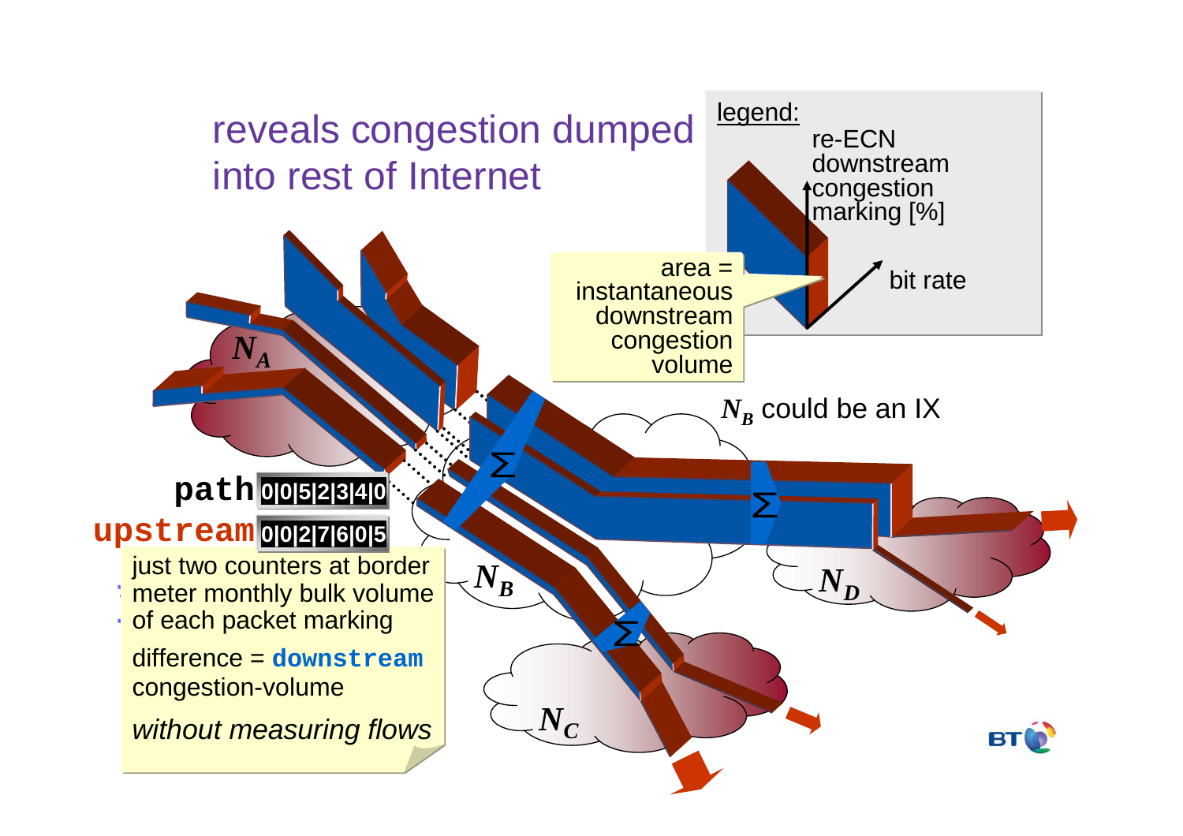# reveals congestion dumped into rest of Internet

legend:

re-ECN downstream congestion marking [%]

bit rate

area = instantaneous downstream congestion volume

$N_A$

$N_B$ could be an IX

$N_B$

$N_C$

$N_D$

Σ

**path** 0|0|5|2|3|4|0

**upstream** 0|0|2|7|6|0|5

just two counters at border meter monthly bulk volume of each packet marking

difference = **downstream** congestion-volume

*without measuring flows*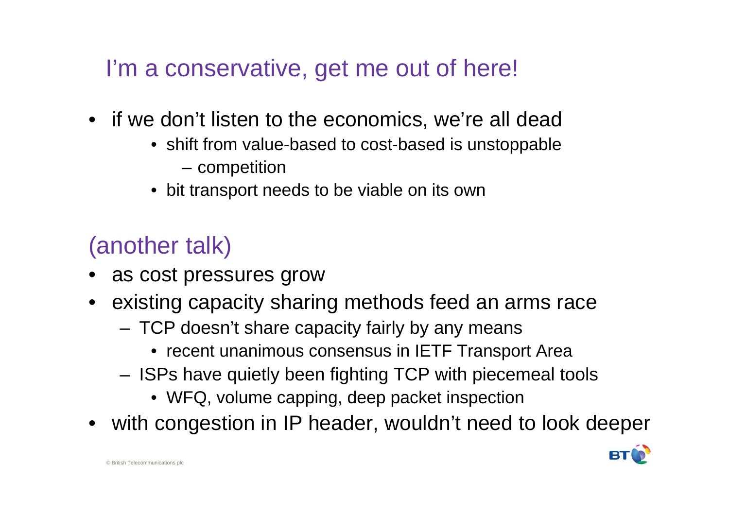## I'm a conservative, get me out of here!

- if we don't listen to the economics, we're all dead
  - shift from value-based to cost-based is unstoppable
    - competition
  - bit transport needs to be viable on its own

## (another talk)

- as cost pressures grow
- existing capacity sharing methods feed an arms race
  - TCP doesn't share capacity fairly by any means
    - recent unanimous consensus in IETF Transport Area
  - ISPs have quietly been fighting TCP with piecemeal tools
    - WFQ, volume capping, deep packet inspection
- with congestion in IP header, wouldn't need to look deeper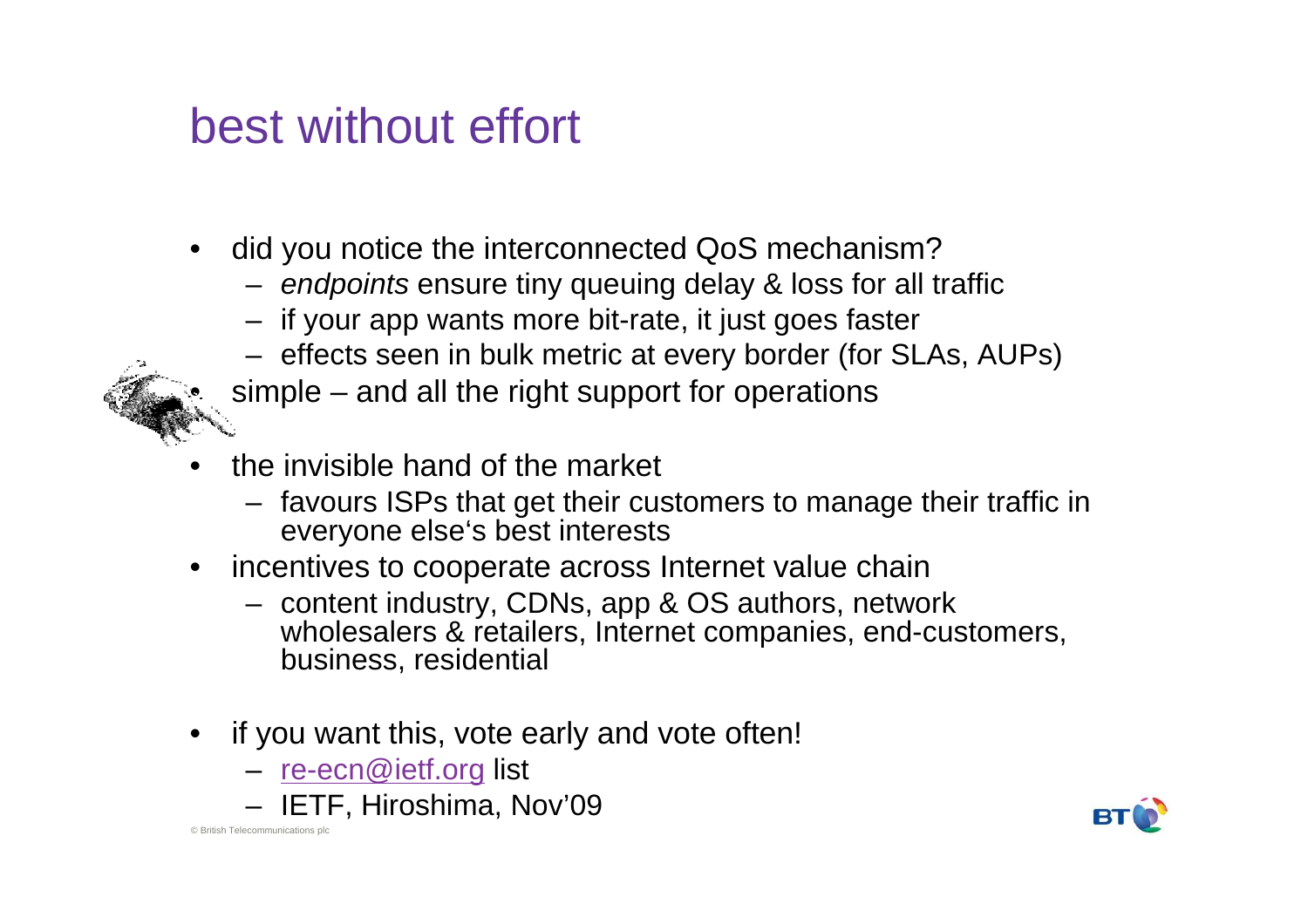# best without effort

- did you notice the interconnected QoS mechanism?
  - *endpoints* ensure tiny queuing delay & loss for all traffic
  - if your app wants more bit-rate, it just goes faster
  - effects seen in bulk metric at every border (for SLAs, AUPs)
- simple – and all the right support for operations
- the invisible hand of the market
  - favours ISPs that get their customers to manage their traffic in everyone else's best interests
- incentives to cooperate across Internet value chain
  - content industry, CDNs, app & OS authors, network wholesalers & retailers, Internet companies, end-customers, business, residential
- if you want this, vote early and vote often!
  - re-ecn@ietf.org list
  - IETF, Hiroshima, Nov'09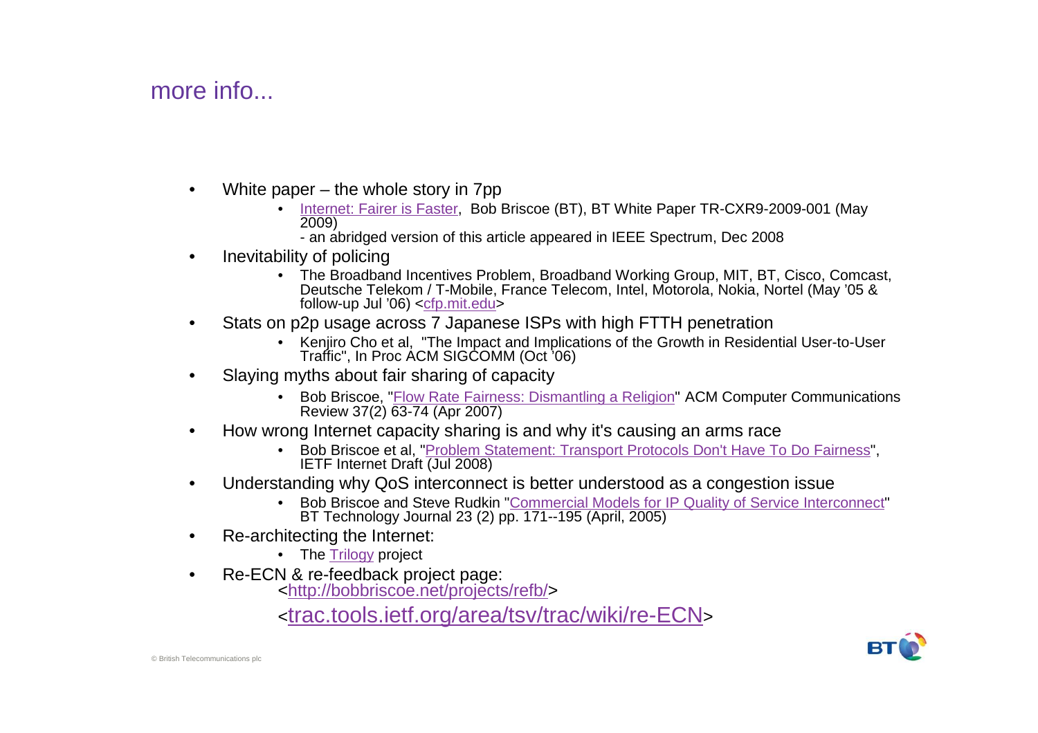## more info...

- White paper – the whole story in 7pp
  - Internet: Fairer is Faster, Bob Briscoe (BT), BT White Paper TR-CXR9-2009-001 (May 2009)
    - an abridged version of this article appeared in IEEE Spectrum, Dec 2008
- Inevitability of policing
  - The Broadband Incentives Problem, Broadband Working Group, MIT, BT, Cisco, Comcast, Deutsche Telekom / T-Mobile, France Telecom, Intel, Motorola, Nokia, Nortel (May '05 & follow-up Jul '06) <cfp.mit.edu>
- Stats on p2p usage across 7 Japanese ISPs with high FTTH penetration
  - Kenjiro Cho et al, "The Impact and Implications of the Growth in Residential User-to-User Traffic", In Proc ACM SIGCOMM (Oct '06)
- Slaying myths about fair sharing of capacity
  - Bob Briscoe, "Flow Rate Fairness: Dismantling a Religion" ACM Computer Communications Review 37(2) 63-74 (Apr 2007)
- How wrong Internet capacity sharing is and why it's causing an arms race
  - Bob Briscoe et al, "Problem Statement: Transport Protocols Don't Have To Do Fairness", IETF Internet Draft (Jul 2008)
- Understanding why QoS interconnect is better understood as a congestion issue
  - Bob Briscoe and Steve Rudkin "Commercial Models for IP Quality of Service Interconnect" BT Technology Journal 23 (2) pp. 171--195 (April, 2005)
- Re-architecting the Internet:
  - The Trilogy project
- Re-ECN & re-feedback project page:
  <http://bobbriscoe.net/projects/refb/>
  <trac.tools.ietf.org/area/tsv/trac/wiki/re-ECN>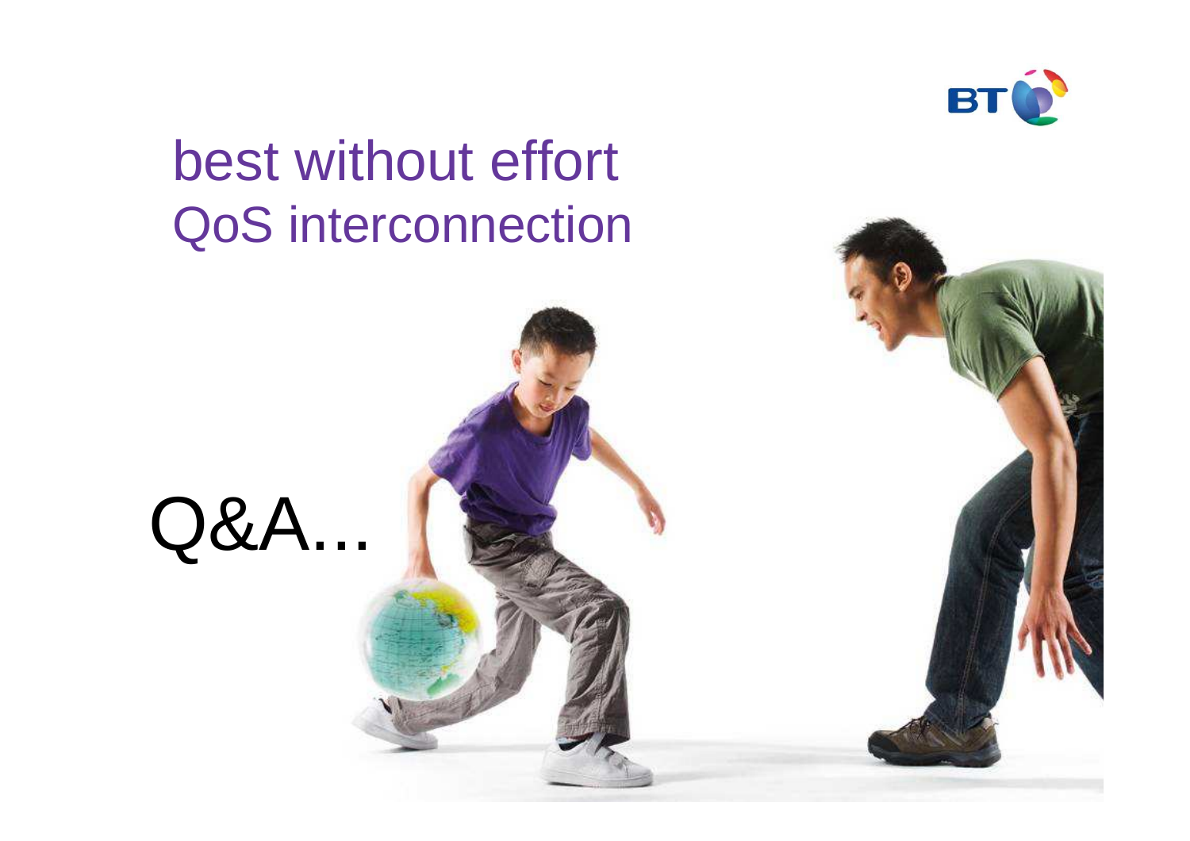# best without effort
## QoS interconnection

Q&A...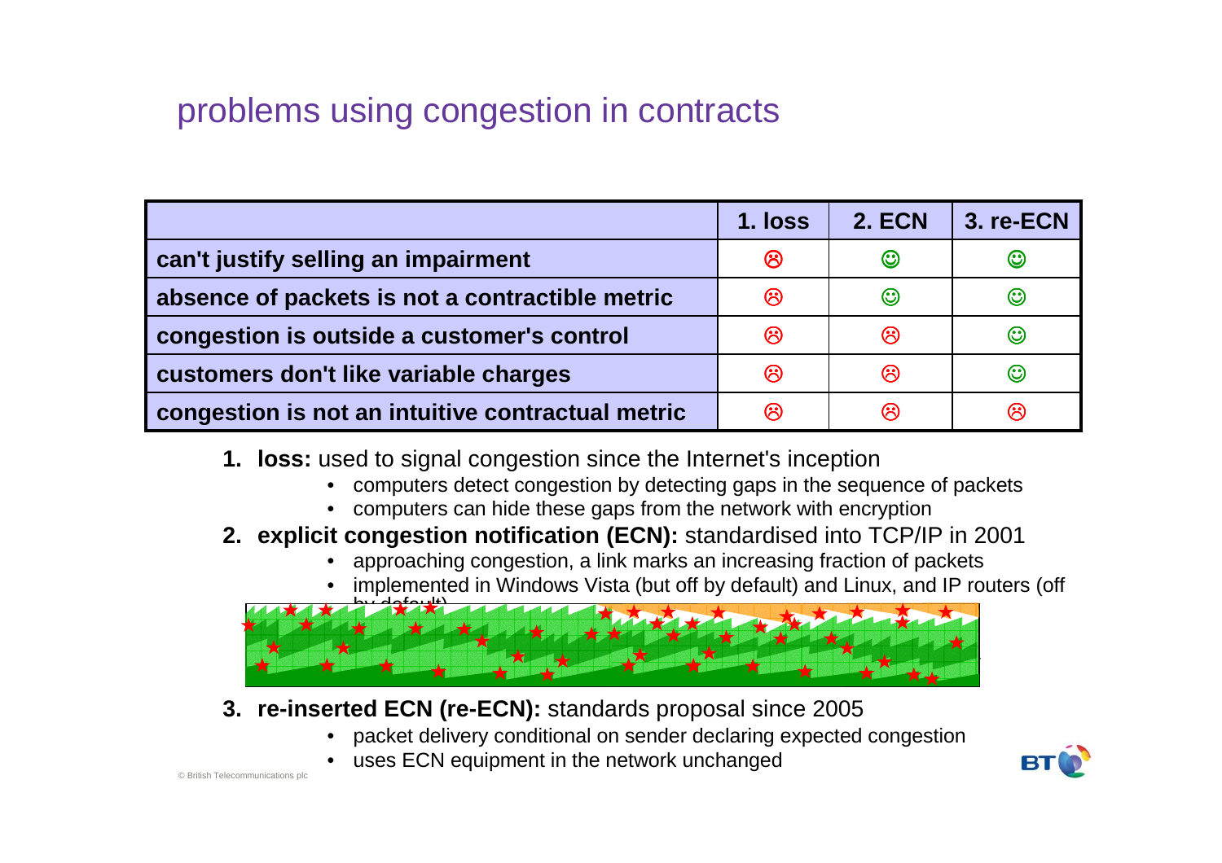# problems using congestion in contracts

| | 1. loss | 2. ECN | 3. re-ECN |
|---|---|---|---|
| **can't justify selling an impairment** | ☹ | ☺ | ☺ |
| **absence of packets is not a contractible metric** | ☹ | ☺ | ☺ |
| **congestion is outside a customer's control** | ☹ | ☹ | ☺ |
| **customers don't like variable charges** | ☹ | ☹ | ☺ |
| **congestion is not an intuitive contractual metric** | ☹ | ☹ | ☹ |

1. **loss:** used to signal congestion since the Internet's inception
   - computers detect congestion by detecting gaps in the sequence of packets
   - computers can hide these gaps from the network with encryption
2. **explicit congestion notification (ECN):** standardised into TCP/IP in 2001
   - approaching congestion, a link marks an increasing fraction of packets
   - implemented in Windows Vista (but off by default) and Linux, and IP routers (off by default)
3. **re-inserted ECN (re-ECN):** standards proposal since 2005
   - packet delivery conditional on sender declaring expected congestion
   - uses ECN equipment in the network unchanged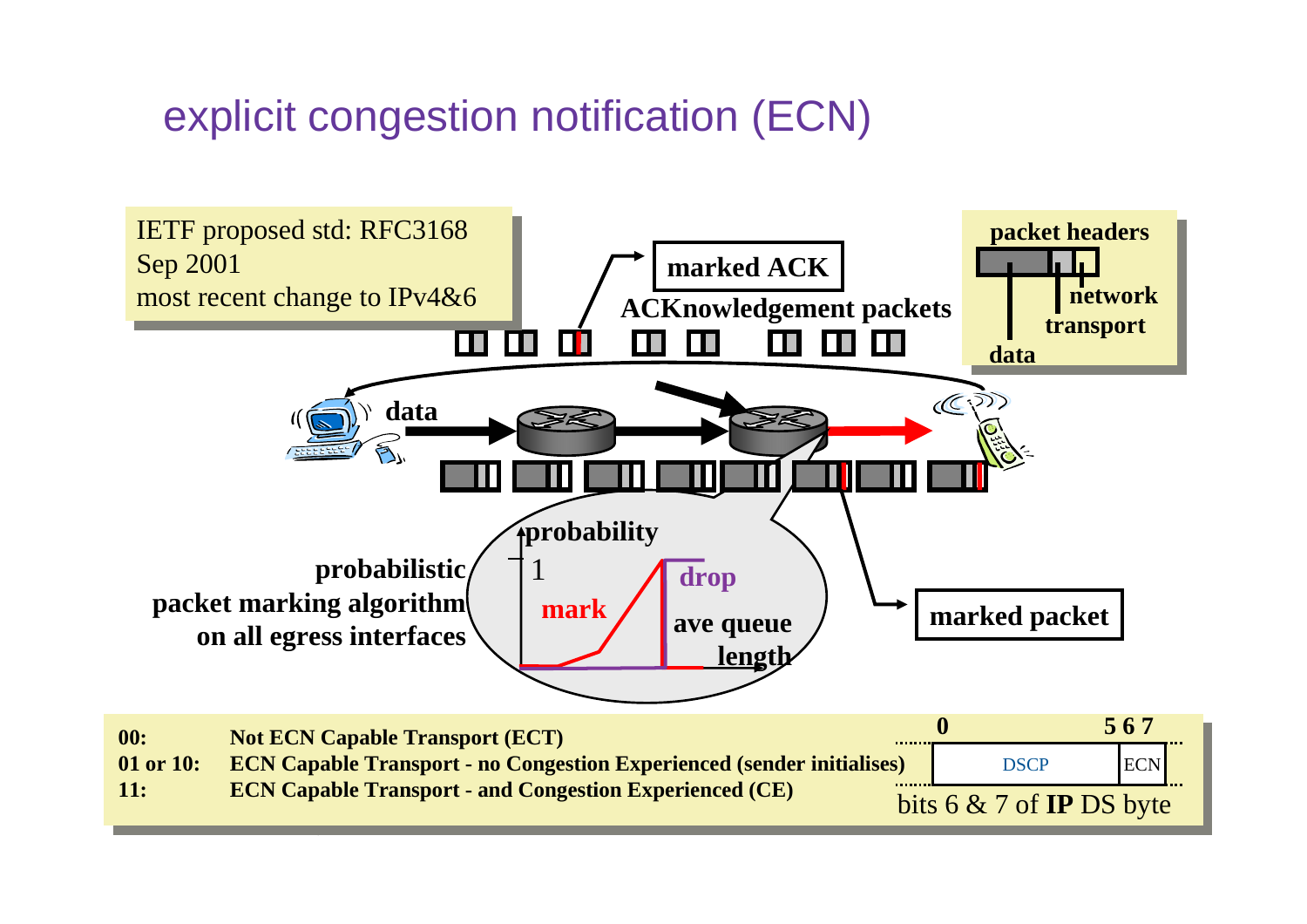# explicit congestion notification (ECN)

IETF proposed std: RFC3168
Sep 2001
most recent change to IPv4&6

**packet headers**

- **data**
- **transport**
- **network**

**marked ACK**

**ACKnowledgement packets**

**data**

**probabilistic packet marking algorithm on all egress interfaces**

**probability**

1

**mark**

**drop**

**ave queue length**

**marked packet**

| | |
|---|---|
| **00:** | **Not ECN Capable Transport (ECT)** |
| **01 or 10:** | **ECN Capable Transport - no Congestion Experienced (sender initialises)** |
| **11:** | **ECN Capable Transport - and Congestion Experienced (CE)** |

| 0 … 5 | 6 7 |
|---|---|
| DSCP | ECN |

bits 6 & 7 of **IP** DS byte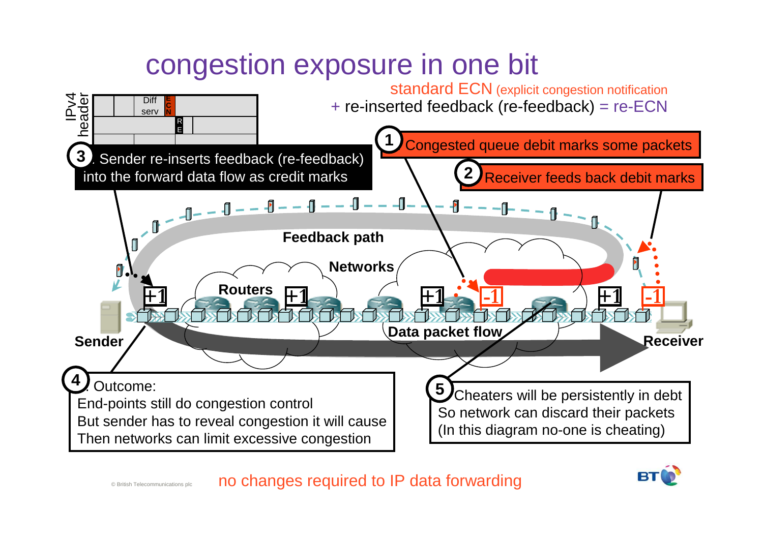# congestion exposure in one bit

standard ECN (explicit congestion notification
+ re-inserted feedback (re-feedback) = re-ECN

IPv4 header: Diff serv | ECN | RE

1. Congested queue debit marks some packets
2. Receiver feeds back debit marks
3. Sender re-inserts feedback (re-feedback) into the forward data flow as credit marks
4. Outcome:
   End-points still do congestion control
   But sender has to reveal congestion it will cause
   Then networks can limit excessive congestion
5. Cheaters will be persistently in debt
   So network can discard their packets
   (In this diagram no-one is cheating)

Feedback path · Networks · Routers · Data packet flow · Sender · Receiver · +1 · -1

no changes required to IP data forwarding

© British Telecommunications plc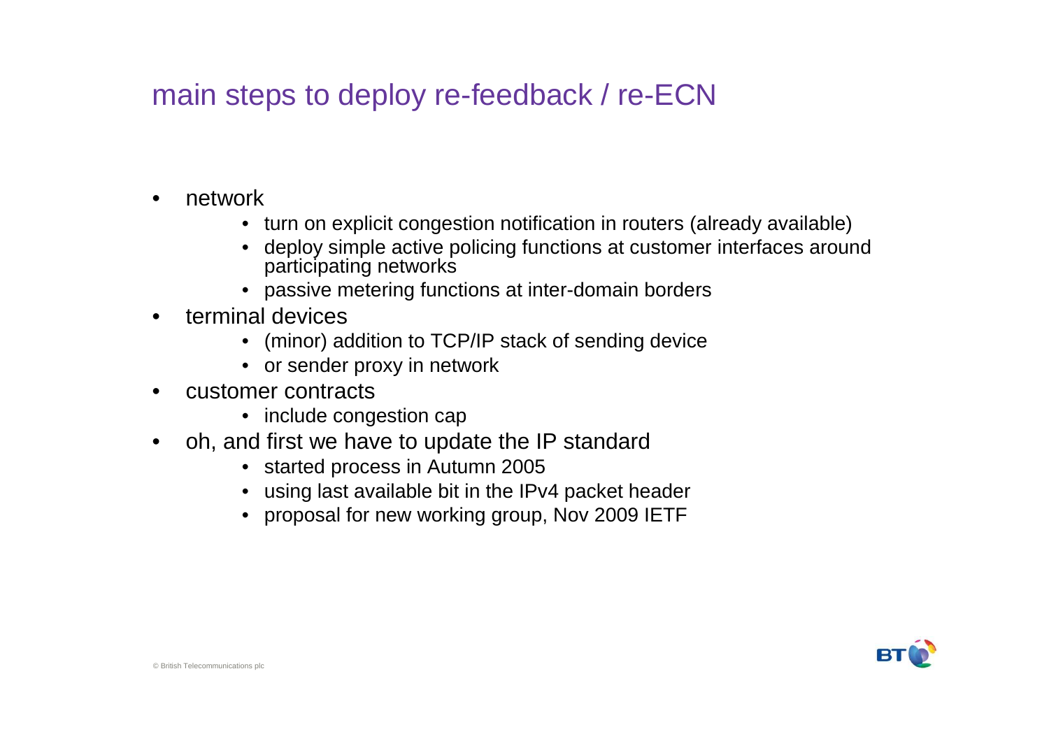# main steps to deploy re-feedback / re-ECN

- network
  - turn on explicit congestion notification in routers (already available)
  - deploy simple active policing functions at customer interfaces around participating networks
  - passive metering functions at inter-domain borders
- terminal devices
  - (minor) addition to TCP/IP stack of sending device
  - or sender proxy in network
- customer contracts
  - include congestion cap
- oh, and first we have to update the IP standard
  - started process in Autumn 2005
  - using last available bit in the IPv4 packet header
  - proposal for new working group, Nov 2009 IETF

© British Telecommunications plc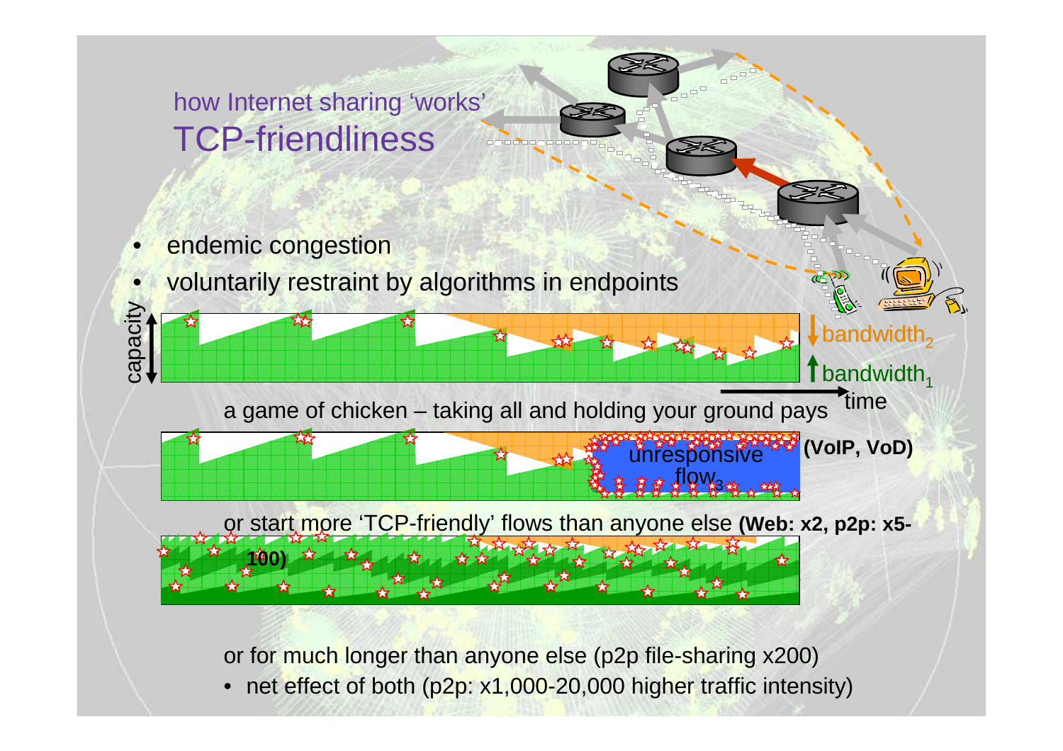how Internet sharing 'works'

# TCP-friendliness

- endemic congestion
- voluntarily restraint by algorithms in endpoints

capacity

$\downarrow$ $bandwidth_2$

$\uparrow$ $bandwidth_1$

time

a game of chicken – taking all and holding your ground pays

unresponsive $flow_3$ **(VoIP, VoD)**

or start more 'TCP-friendly' flows than anyone else **(Web: x2, p2p: x5-100)**

or for much longer than anyone else (p2p file-sharing x200)

- net effect of both (p2p: x1,000-20,000 higher traffic intensity)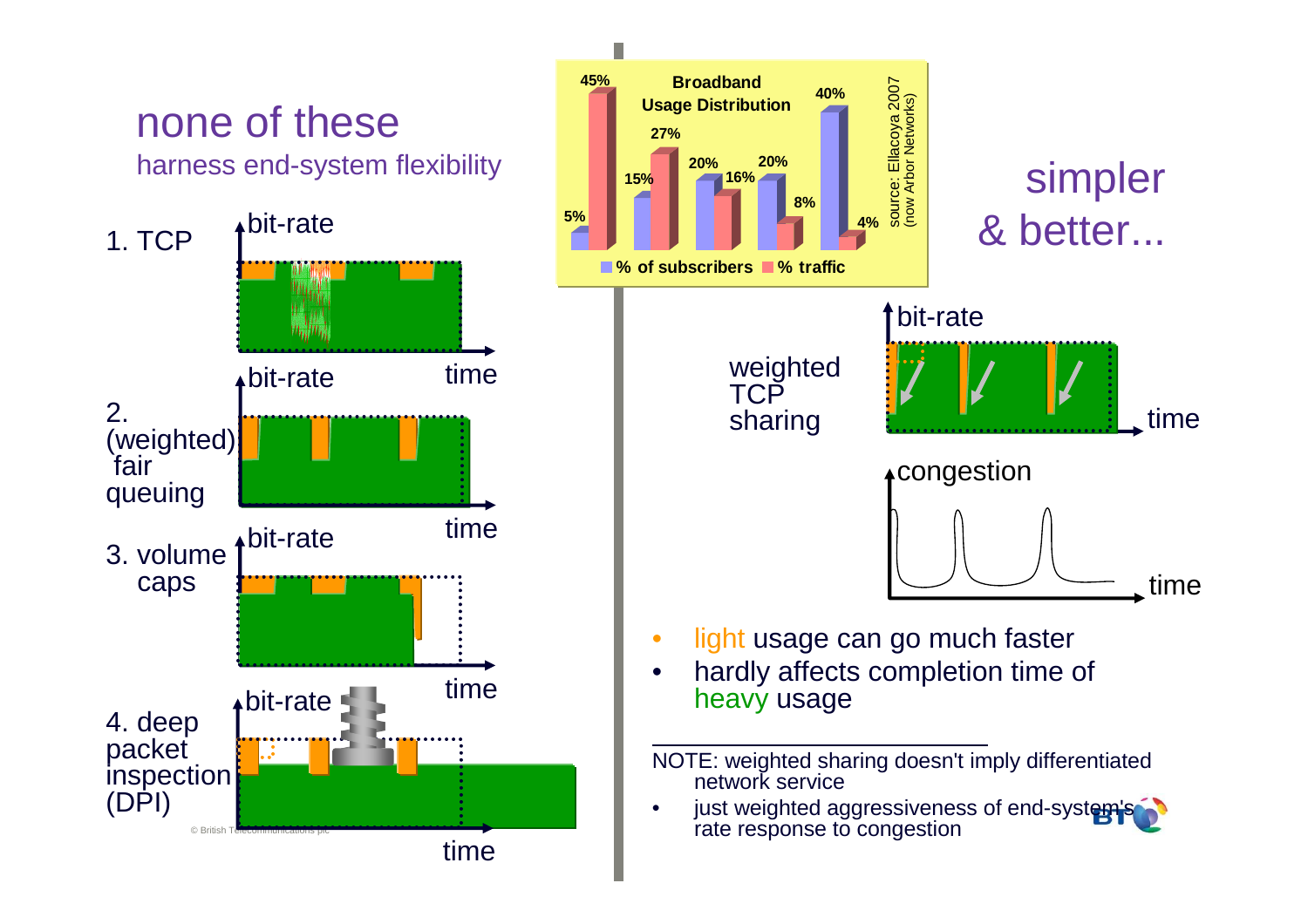# none of these

harness end-system flexibility

1. TCP

2. (weighted) fair queuing

3. volume caps

4. deep packet inspection (DPI)

**Broadband Usage Distribution**

| | % of subscribers | % traffic |
|---|---|---|
| | 5% | 45% |
| | 15% | 27% |
| | 20% | 16% |
| | 20% | 8% |
| | 40% | 4% |

source: Ellacoya 2007 (now Arbor Networks)

# simpler & better...

weighted TCP sharing

- light usage can go much faster
- hardly affects completion time of heavy usage

NOTE: weighted sharing doesn't imply differentiated network service

- just weighted aggressiveness of end-system's rate response to congestion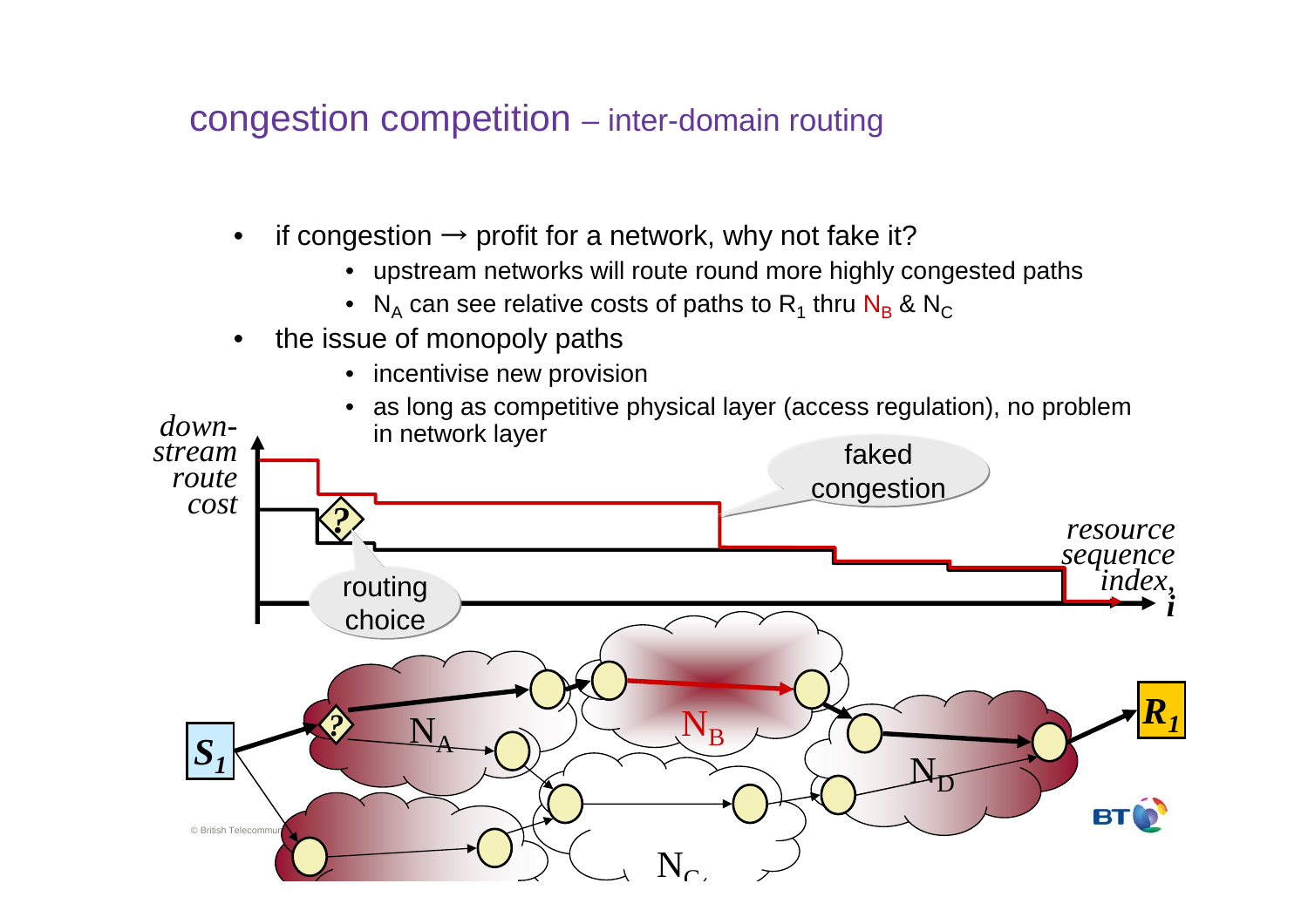# congestion competition – inter-domain routing

- if congestion → profit for a network, why not fake it?
  - upstream networks will route round more highly congested paths
  - $N_A$ can see relative costs of paths to $R_1$ thru $N_B$ & $N_C$
- the issue of monopoly paths
  - incentivise new provision
  - as long as competitive physical layer (access regulation), no problem in network layer

*down-stream route cost*

faked congestion

routing choice

*resource sequence index, i*

$S_1$

$N_A$

$N_B$

$N_C$

$N_D$

$R_1$